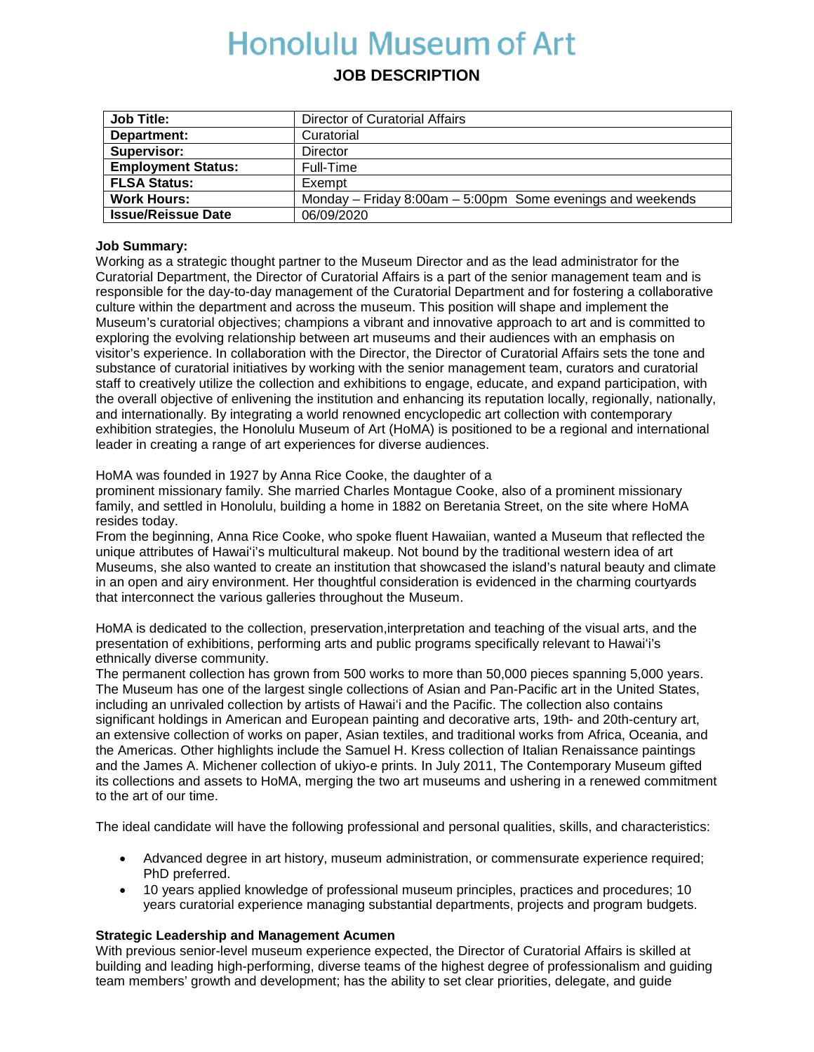# Honolulu Museum of Art

## JOB DESCRIPTION

| Job Title: | Director of Curatorial Affairs |
|---|---|
| Department: | Curatorial |
| Supervisor: | Director |
| Employment Status: | Full-Time |
| FLSA Status: | Exempt |
| Work Hours: | Monday – Friday 8:00am – 5:00pm Some evenings and weekends |
| Issue/Reissue Date | 06/09/2020 |

**Job Summary:**
Working as a strategic thought partner to the Museum Director and as the lead administrator for the Curatorial Department, the Director of Curatorial Affairs is a part of the senior management team and is responsible for the day-to-day management of the Curatorial Department and for fostering a collaborative culture within the department and across the museum. This position will shape and implement the Museum's curatorial objectives; champions a vibrant and innovative approach to art and is committed to exploring the evolving relationship between art museums and their audiences with an emphasis on visitor's experience. In collaboration with the Director, the Director of Curatorial Affairs sets the tone and substance of curatorial initiatives by working with the senior management team, curators and curatorial staff to creatively utilize the collection and exhibitions to engage, educate, and expand participation, with the overall objective of enlivening the institution and enhancing its reputation locally, regionally, nationally, and internationally. By integrating a world renowned encyclopedic art collection with contemporary exhibition strategies, the Honolulu Museum of Art (HoMA) is positioned to be a regional and international leader in creating a range of art experiences for diverse audiences.

HoMA was founded in 1927 by Anna Rice Cooke, the daughter of a
prominent missionary family. She married Charles Montague Cooke, also of a prominent missionary family, and settled in Honolulu, building a home in 1882 on Beretania Street, on the site where HoMA resides today.
From the beginning, Anna Rice Cooke, who spoke fluent Hawaiian, wanted a Museum that reflected the unique attributes of Hawai'i's multicultural makeup. Not bound by the traditional western idea of art Museums, she also wanted to create an institution that showcased the island's natural beauty and climate in an open and airy environment. Her thoughtful consideration is evidenced in the charming courtyards that interconnect the various galleries throughout the Museum.

HoMA is dedicated to the collection, preservation,interpretation and teaching of the visual arts, and the presentation of exhibitions, performing arts and public programs specifically relevant to Hawai'i's ethnically diverse community.
The permanent collection has grown from 500 works to more than 50,000 pieces spanning 5,000 years. The Museum has one of the largest single collections of Asian and Pan-Pacific art in the United States, including an unrivaled collection by artists of Hawai'i and the Pacific. The collection also contains significant holdings in American and European painting and decorative arts, 19th- and 20th-century art, an extensive collection of works on paper, Asian textiles, and traditional works from Africa, Oceania, and the Americas. Other highlights include the Samuel H. Kress collection of Italian Renaissance paintings and the James A. Michener collection of ukiyo-e prints. In July 2011, The Contemporary Museum gifted its collections and assets to HoMA, merging the two art museums and ushering in a renewed commitment to the art of our time.

The ideal candidate will have the following professional and personal qualities, skills, and characteristics:

- Advanced degree in art history, museum administration, or commensurate experience required; PhD preferred.
- 10 years applied knowledge of professional museum principles, practices and procedures; 10 years curatorial experience managing substantial departments, projects and program budgets.

**Strategic Leadership and Management Acumen**
With previous senior-level museum experience expected, the Director of Curatorial Affairs is skilled at building and leading high-performing, diverse teams of the highest degree of professionalism and guiding team members' growth and development; has the ability to set clear priorities, delegate, and guide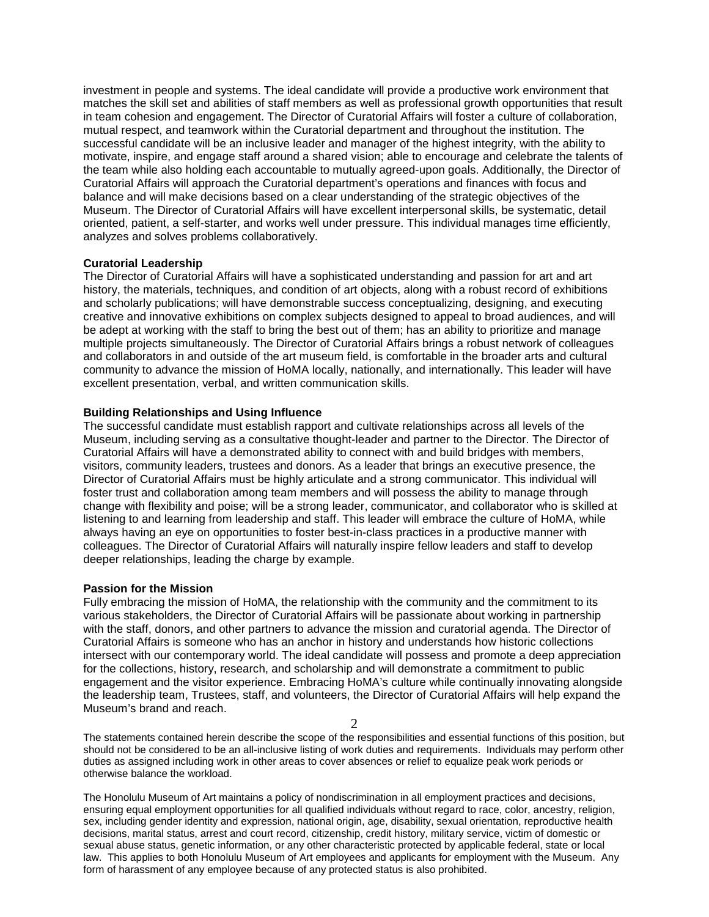investment in people and systems. The ideal candidate will provide a productive work environment that matches the skill set and abilities of staff members as well as professional growth opportunities that result in team cohesion and engagement. The Director of Curatorial Affairs will foster a culture of collaboration, mutual respect, and teamwork within the Curatorial department and throughout the institution. The successful candidate will be an inclusive leader and manager of the highest integrity, with the ability to motivate, inspire, and engage staff around a shared vision; able to encourage and celebrate the talents of the team while also holding each accountable to mutually agreed-upon goals. Additionally, the Director of Curatorial Affairs will approach the Curatorial department's operations and finances with focus and balance and will make decisions based on a clear understanding of the strategic objectives of the Museum. The Director of Curatorial Affairs will have excellent interpersonal skills, be systematic, detail oriented, patient, a self-starter, and works well under pressure. This individual manages time efficiently, analyzes and solves problems collaboratively.

**Curatorial Leadership**

The Director of Curatorial Affairs will have a sophisticated understanding and passion for art and art history, the materials, techniques, and condition of art objects, along with a robust record of exhibitions and scholarly publications; will have demonstrable success conceptualizing, designing, and executing creative and innovative exhibitions on complex subjects designed to appeal to broad audiences, and will be adept at working with the staff to bring the best out of them; has an ability to prioritize and manage multiple projects simultaneously. The Director of Curatorial Affairs brings a robust network of colleagues and collaborators in and outside of the art museum field, is comfortable in the broader arts and cultural community to advance the mission of HoMA locally, nationally, and internationally. This leader will have excellent presentation, verbal, and written communication skills.

**Building Relationships and Using Influence**

The successful candidate must establish rapport and cultivate relationships across all levels of the Museum, including serving as a consultative thought-leader and partner to the Director. The Director of Curatorial Affairs will have a demonstrated ability to connect with and build bridges with members, visitors, community leaders, trustees and donors. As a leader that brings an executive presence, the Director of Curatorial Affairs must be highly articulate and a strong communicator. This individual will foster trust and collaboration among team members and will possess the ability to manage through change with flexibility and poise; will be a strong leader, communicator, and collaborator who is skilled at listening to and learning from leadership and staff. This leader will embrace the culture of HoMA, while always having an eye on opportunities to foster best-in-class practices in a productive manner with colleagues. The Director of Curatorial Affairs will naturally inspire fellow leaders and staff to develop deeper relationships, leading the charge by example.

**Passion for the Mission**

Fully embracing the mission of HoMA, the relationship with the community and the commitment to its various stakeholders, the Director of Curatorial Affairs will be passionate about working in partnership with the staff, donors, and other partners to advance the mission and curatorial agenda. The Director of Curatorial Affairs is someone who has an anchor in history and understands how historic collections intersect with our contemporary world. The ideal candidate will possess and promote a deep appreciation for the collections, history, research, and scholarship and will demonstrate a commitment to public engagement and the visitor experience. Embracing HoMA's culture while continually innovating alongside the leadership team, Trustees, staff, and volunteers, the Director of Curatorial Affairs will help expand the Museum's brand and reach.

The statements contained herein describe the scope of the responsibilities and essential functions of this position, but should not be considered to be an all-inclusive listing of work duties and requirements. Individuals may perform other duties as assigned including work in other areas to cover absences or relief to equalize peak work periods or otherwise balance the workload.

The Honolulu Museum of Art maintains a policy of nondiscrimination in all employment practices and decisions, ensuring equal employment opportunities for all qualified individuals without regard to race, color, ancestry, religion, sex, including gender identity and expression, national origin, age, disability, sexual orientation, reproductive health decisions, marital status, arrest and court record, citizenship, credit history, military service, victim of domestic or sexual abuse status, genetic information, or any other characteristic protected by applicable federal, state or local law. This applies to both Honolulu Museum of Art employees and applicants for employment with the Museum. Any form of harassment of any employee because of any protected status is also prohibited.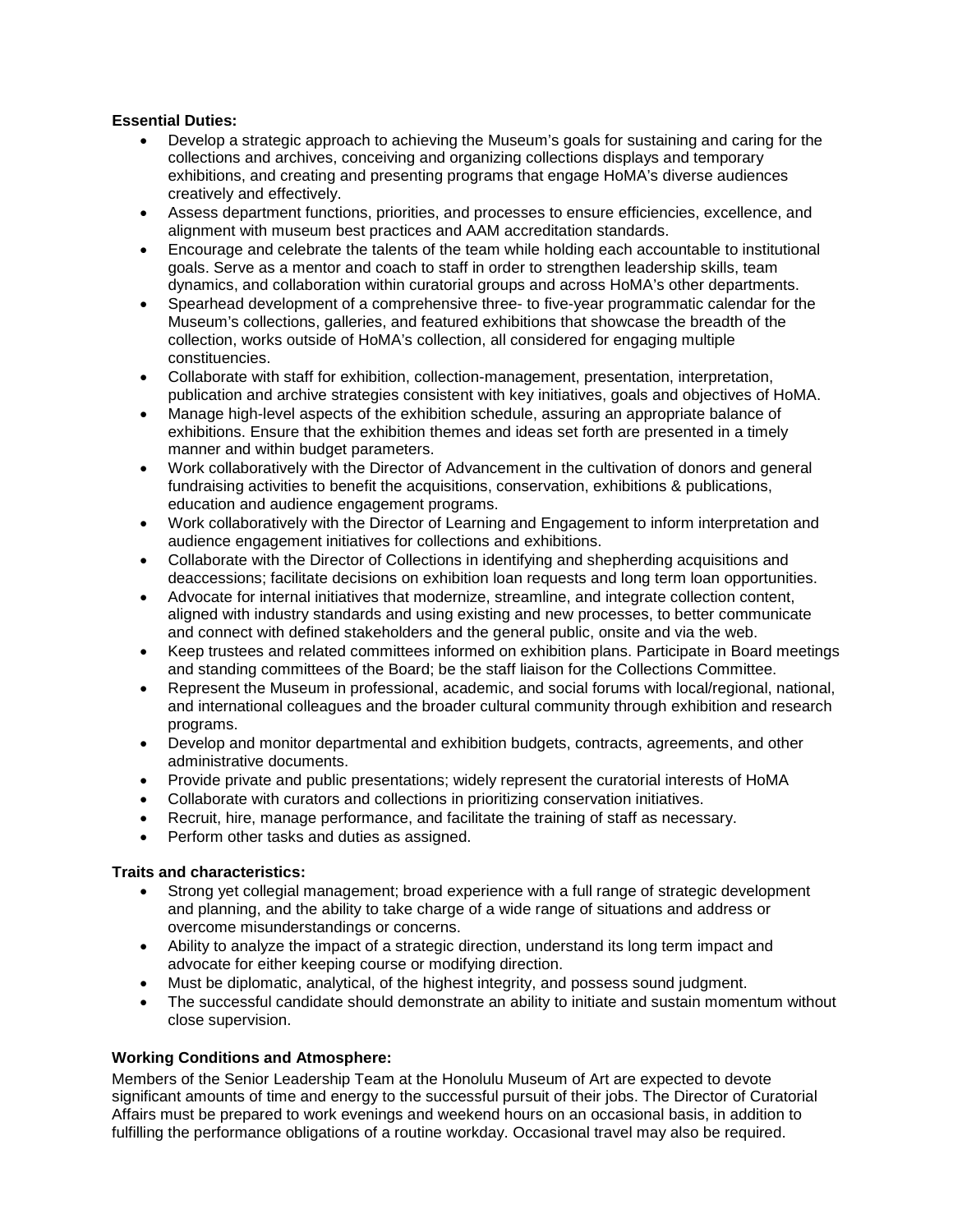**Essential Duties:**

- Develop a strategic approach to achieving the Museum's goals for sustaining and caring for the collections and archives, conceiving and organizing collections displays and temporary exhibitions, and creating and presenting programs that engage HoMA's diverse audiences creatively and effectively.
- Assess department functions, priorities, and processes to ensure efficiencies, excellence, and alignment with museum best practices and AAM accreditation standards.
- Encourage and celebrate the talents of the team while holding each accountable to institutional goals. Serve as a mentor and coach to staff in order to strengthen leadership skills, team dynamics, and collaboration within curatorial groups and across HoMA's other departments.
- Spearhead development of a comprehensive three- to five-year programmatic calendar for the Museum's collections, galleries, and featured exhibitions that showcase the breadth of the collection, works outside of HoMA's collection, all considered for engaging multiple constituencies.
- Collaborate with staff for exhibition, collection-management, presentation, interpretation, publication and archive strategies consistent with key initiatives, goals and objectives of HoMA.
- Manage high-level aspects of the exhibition schedule, assuring an appropriate balance of exhibitions. Ensure that the exhibition themes and ideas set forth are presented in a timely manner and within budget parameters.
- Work collaboratively with the Director of Advancement in the cultivation of donors and general fundraising activities to benefit the acquisitions, conservation, exhibitions & publications, education and audience engagement programs.
- Work collaboratively with the Director of Learning and Engagement to inform interpretation and audience engagement initiatives for collections and exhibitions.
- Collaborate with the Director of Collections in identifying and shepherding acquisitions and deaccessions; facilitate decisions on exhibition loan requests and long term loan opportunities.
- Advocate for internal initiatives that modernize, streamline, and integrate collection content, aligned with industry standards and using existing and new processes, to better communicate and connect with defined stakeholders and the general public, onsite and via the web.
- Keep trustees and related committees informed on exhibition plans. Participate in Board meetings and standing committees of the Board; be the staff liaison for the Collections Committee.
- Represent the Museum in professional, academic, and social forums with local/regional, national, and international colleagues and the broader cultural community through exhibition and research programs.
- Develop and monitor departmental and exhibition budgets, contracts, agreements, and other administrative documents.
- Provide private and public presentations; widely represent the curatorial interests of HoMA
- Collaborate with curators and collections in prioritizing conservation initiatives.
- Recruit, hire, manage performance, and facilitate the training of staff as necessary.
- Perform other tasks and duties as assigned.

**Traits and characteristics:**

- Strong yet collegial management; broad experience with a full range of strategic development and planning, and the ability to take charge of a wide range of situations and address or overcome misunderstandings or concerns.
- Ability to analyze the impact of a strategic direction, understand its long term impact and advocate for either keeping course or modifying direction.
- Must be diplomatic, analytical, of the highest integrity, and possess sound judgment.
- The successful candidate should demonstrate an ability to initiate and sustain momentum without close supervision.

**Working Conditions and Atmosphere:**

Members of the Senior Leadership Team at the Honolulu Museum of Art are expected to devote significant amounts of time and energy to the successful pursuit of their jobs. The Director of Curatorial Affairs must be prepared to work evenings and weekend hours on an occasional basis, in addition to fulfilling the performance obligations of a routine workday. Occasional travel may also be required.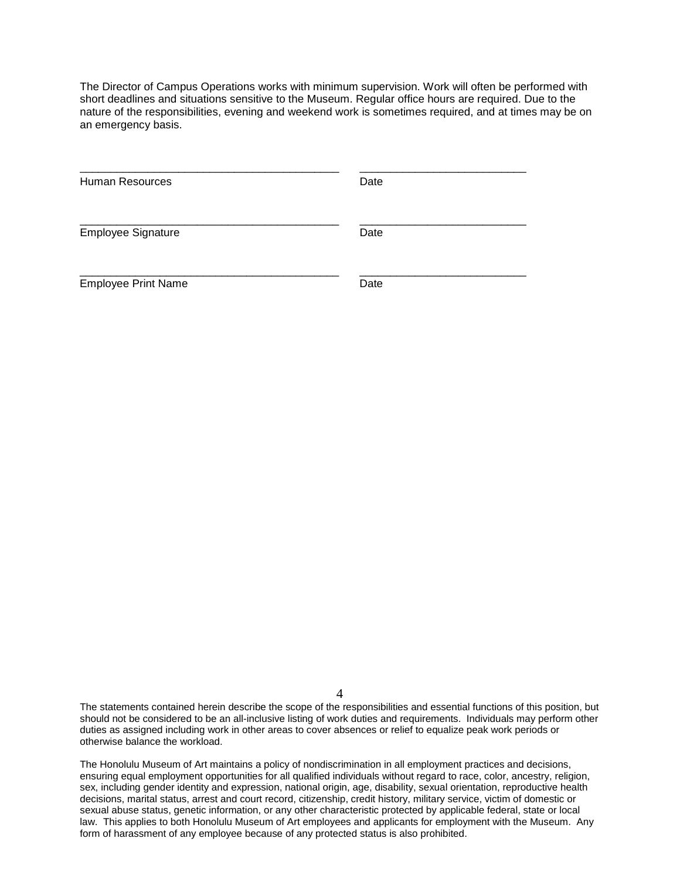The Director of Campus Operations works with minimum supervision. Work will often be performed with short deadlines and situations sensitive to the Museum. Regular office hours are required. Due to the nature of the responsibilities, evening and weekend work is sometimes required, and at times may be on an emergency basis.

| | |
|---|---|
| ___________________________________________ | ___________________________ |
| Human Resources | Date |
| ___________________________________________ | ___________________________ |
| Employee Signature | Date |
| ___________________________________________ | ___________________________ |
| Employee Print Name | Date |

The statements contained herein describe the scope of the responsibilities and essential functions of this position, but should not be considered to be an all-inclusive listing of work duties and requirements. Individuals may perform other duties as assigned including work in other areas to cover absences or relief to equalize peak work periods or otherwise balance the workload.

The Honolulu Museum of Art maintains a policy of nondiscrimination in all employment practices and decisions, ensuring equal employment opportunities for all qualified individuals without regard to race, color, ancestry, religion, sex, including gender identity and expression, national origin, age, disability, sexual orientation, reproductive health decisions, marital status, arrest and court record, citizenship, credit history, military service, victim of domestic or sexual abuse status, genetic information, or any other characteristic protected by applicable federal, state or local law. This applies to both Honolulu Museum of Art employees and applicants for employment with the Museum. Any form of harassment of any employee because of any protected status is also prohibited.